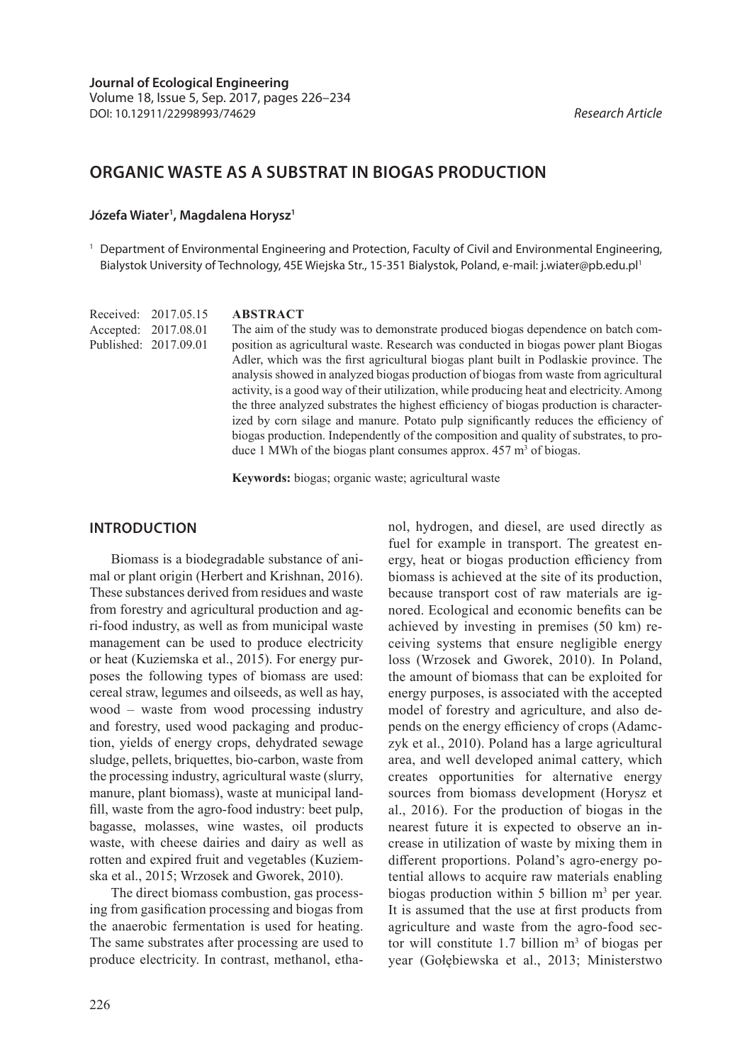**Journal of Ecological Engineering**
Volume 18, Issue 5, Sep. 2017, pages 226–234
DOI: 10.12911/22998993/74629

*Research Article*

# ORGANIC WASTE AS A SUBSTRAT IN BIOGAS PRODUCTION

**Józefa Wiater[1], Magdalena Horysz[1]**

[1] Department of Environmental Engineering and Protection, Faculty of Civil and Environmental Engineering, Bialystok University of Technology, 45E Wiejska Str., 15-351 Bialystok, Poland, e-mail: j.wiater@pb.edu.pl[1]

Received: 2017.05.15
Accepted: 2017.08.01
Published: 2017.09.01

## ABSTRACT

The aim of the study was to demonstrate produced biogas dependence on batch composition as agricultural waste. Research was conducted in biogas power plant Biogas Adler, which was the first agricultural biogas plant built in Podlaskie province. The analysis showed in analyzed biogas production of biogas from waste from agricultural activity, is a good way of their utilization, while producing heat and electricity. Among the three analyzed substrates the highest efficiency of biogas production is characterized by corn silage and manure. Potato pulp significantly reduces the efficiency of biogas production. Independently of the composition and quality of substrates, to produce 1 MWh of the biogas plant consumes approx. 457 $m^3$ of biogas.

**Keywords:** biogas; organic waste; agricultural waste

## INTRODUCTION

Biomass is a biodegradable substance of animal or plant origin (Herbert and Krishnan, 2016). These substances derived from residues and waste from forestry and agricultural production and agri-food industry, as well as from municipal waste management can be used to produce electricity or heat (Kuziemska et al., 2015). For energy purposes the following types of biomass are used: cereal straw, legumes and oilseeds, as well as hay, wood – waste from wood processing industry and forestry, used wood packaging and production, yields of energy crops, dehydrated sewage sludge, pellets, briquettes, bio-carbon, waste from the processing industry, agricultural waste (slurry, manure, plant biomass), waste at municipal landfill, waste from the agro-food industry: beet pulp, bagasse, molasses, wine wastes, oil products waste, with cheese dairies and dairy as well as rotten and expired fruit and vegetables (Kuziemska et al., 2015; Wrzosek and Gworek, 2010).

The direct biomass combustion, gas processing from gasification processing and biogas from the anaerobic fermentation is used for heating. The same substrates after processing are used to produce electricity. In contrast, methanol, ethanol, hydrogen, and diesel, are used directly as fuel for example in transport. The greatest energy, heat or biogas production efficiency from biomass is achieved at the site of its production, because transport cost of raw materials are ignored. Ecological and economic benefits can be achieved by investing in premises (50 km) receiving systems that ensure negligible energy loss (Wrzosek and Gworek, 2010). In Poland, the amount of biomass that can be exploited for energy purposes, is associated with the accepted model of forestry and agriculture, and also depends on the energy efficiency of crops (Adamczyk et al., 2010). Poland has a large agricultural area, and well developed animal cattery, which creates opportunities for alternative energy sources from biomass development (Horysz et al., 2016). For the production of biogas in the nearest future it is expected to observe an increase in utilization of waste by mixing them in different proportions. Poland's agro-energy potential allows to acquire raw materials enabling biogas production within 5 billion $m^3$ per year. It is assumed that the use at first products from agriculture and waste from the agro-food sector will constitute 1.7 billion $m^3$ of biogas per year (Gołębiewska et al., 2013; Ministerstwo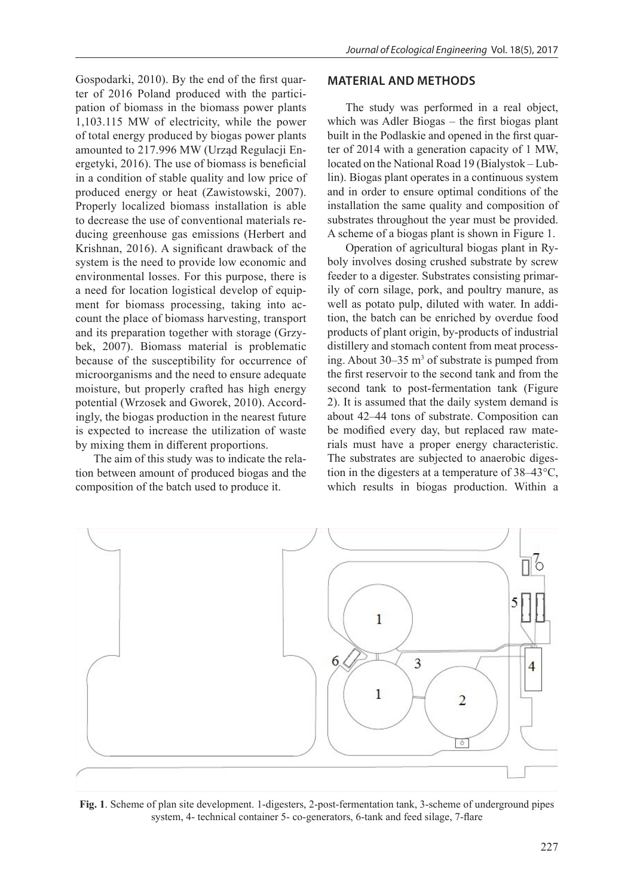Gospodarki, 2010). By the end of the first quarter of 2016 Poland produced with the participation of biomass in the biomass power plants 1,103.115 MW of electricity, while the power of total energy produced by biogas power plants amounted to 217.996 MW (Urząd Regulacji Energetyki, 2016). The use of biomass is beneficial in a condition of stable quality and low price of produced energy or heat (Zawistowski, 2007). Properly localized biomass installation is able to decrease the use of conventional materials reducing greenhouse gas emissions (Herbert and Krishnan, 2016). A significant drawback of the system is the need to provide low economic and environmental losses. For this purpose, there is a need for location logistical develop of equipment for biomass processing, taking into account the place of biomass harvesting, transport and its preparation together with storage (Grzybek, 2007). Biomass material is problematic because of the susceptibility for occurrence of microorganisms and the need to ensure adequate moisture, but properly crafted has high energy potential (Wrzosek and Gworek, 2010). Accordingly, the biogas production in the nearest future is expected to increase the utilization of waste by mixing them in different proportions.

The aim of this study was to indicate the relation between amount of produced biogas and the composition of the batch used to produce it.

## MATERIAL AND METHODS

The study was performed in a real object, which was Adler Biogas – the first biogas plant built in the Podlaskie and opened in the first quarter of 2014 with a generation capacity of 1 MW, located on the National Road 19 (Bialystok – Lublin). Biogas plant operates in a continuous system and in order to ensure optimal conditions of the installation the same quality and composition of substrates throughout the year must be provided. A scheme of a biogas plant is shown in Figure 1.

Operation of agricultural biogas plant in Ryboly involves dosing crushed substrate by screw feeder to a digester. Substrates consisting primarily of corn silage, pork, and poultry manure, as well as potato pulp, diluted with water. In addition, the batch can be enriched by overdue food products of plant origin, by-products of industrial distillery and stomach content from meat processing. About 30–35 $m^3$ of substrate is pumped from the first reservoir to the second tank and from the second tank to post-fermentation tank (Figure 2). It is assumed that the daily system demand is about 42–44 tons of substrate. Composition can be modified every day, but replaced raw materials must have a proper energy characteristic. The substrates are subjected to anaerobic digestion in the digesters at a temperature of 38–43°C, which results in biogas production. Within a

**Fig. 1**. Scheme of plan site development. 1-digesters, 2-post-fermentation tank, 3-scheme of underground pipes system, 4- technical container 5- co-generators, 6-tank and feed silage, 7-flare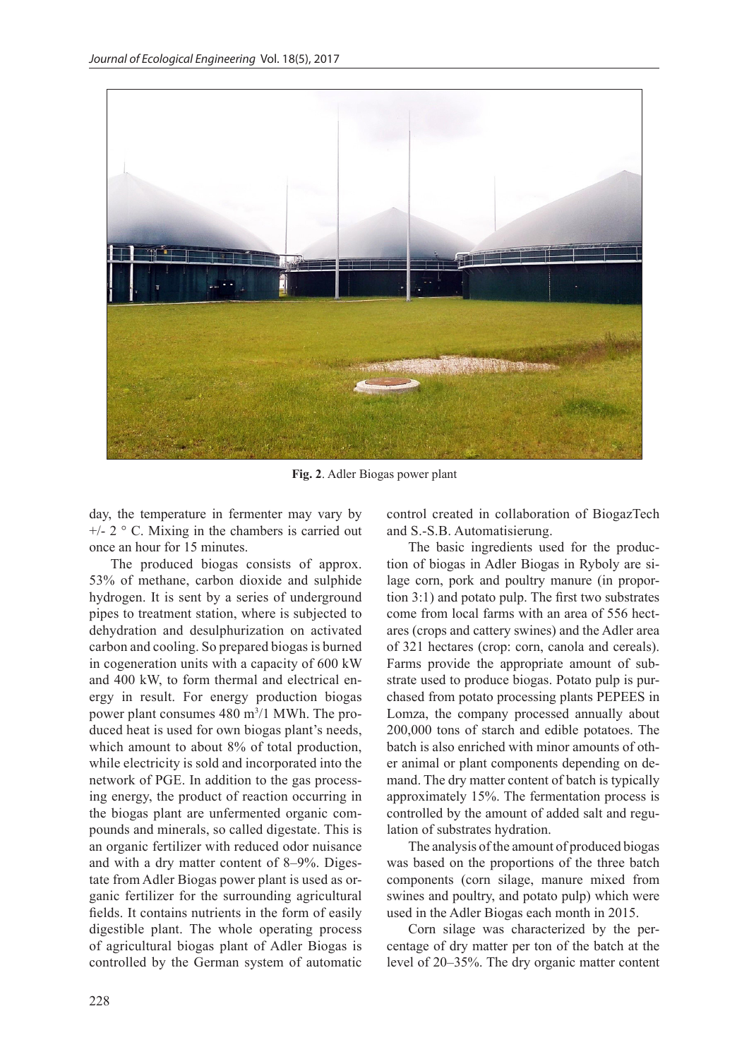Fig. 2. Adler Biogas power plant

day, the temperature in fermenter may vary by +/- 2 ° C. Mixing in the chambers is carried out once an hour for 15 minutes.

The produced biogas consists of approx. 53% of methane, carbon dioxide and sulphide hydrogen. It is sent by a series of underground pipes to treatment station, where is subjected to dehydration and desulphurization on activated carbon and cooling. So prepared biogas is burned in cogeneration units with a capacity of 600 kW and 400 kW, to form thermal and electrical energy in result. For energy production biogas power plant consumes 480 $m^3$/1 MWh. The produced heat is used for own biogas plant's needs, which amount to about 8% of total production, while electricity is sold and incorporated into the network of PGE. In addition to the gas processing energy, the product of reaction occurring in the biogas plant are unfermented organic compounds and minerals, so called digestate. This is an organic fertilizer with reduced odor nuisance and with a dry matter content of 8–9%. Digestate from Adler Biogas power plant is used as organic fertilizer for the surrounding agricultural fields. It contains nutrients in the form of easily digestible plant. The whole operating process of agricultural biogas plant of Adler Biogas is controlled by the German system of automatic control created in collaboration of BiogazTech and S.-S.B. Automatisierung.

The basic ingredients used for the production of biogas in Adler Biogas in Ryboly are silage corn, pork and poultry manure (in proportion 3:1) and potato pulp. The first two substrates come from local farms with an area of 556 hectares (crops and cattery swines) and the Adler area of 321 hectares (crop: corn, canola and cereals). Farms provide the appropriate amount of substrate used to produce biogas. Potato pulp is purchased from potato processing plants PEPEES in Lomza, the company processed annually about 200,000 tons of starch and edible potatoes. The batch is also enriched with minor amounts of other animal or plant components depending on demand. The dry matter content of batch is typically approximately 15%. The fermentation process is controlled by the amount of added salt and regulation of substrates hydration.

The analysis of the amount of produced biogas was based on the proportions of the three batch components (corn silage, manure mixed from swines and poultry, and potato pulp) which were used in the Adler Biogas each month in 2015.

Corn silage was characterized by the percentage of dry matter per ton of the batch at the level of 20–35%. The dry organic matter content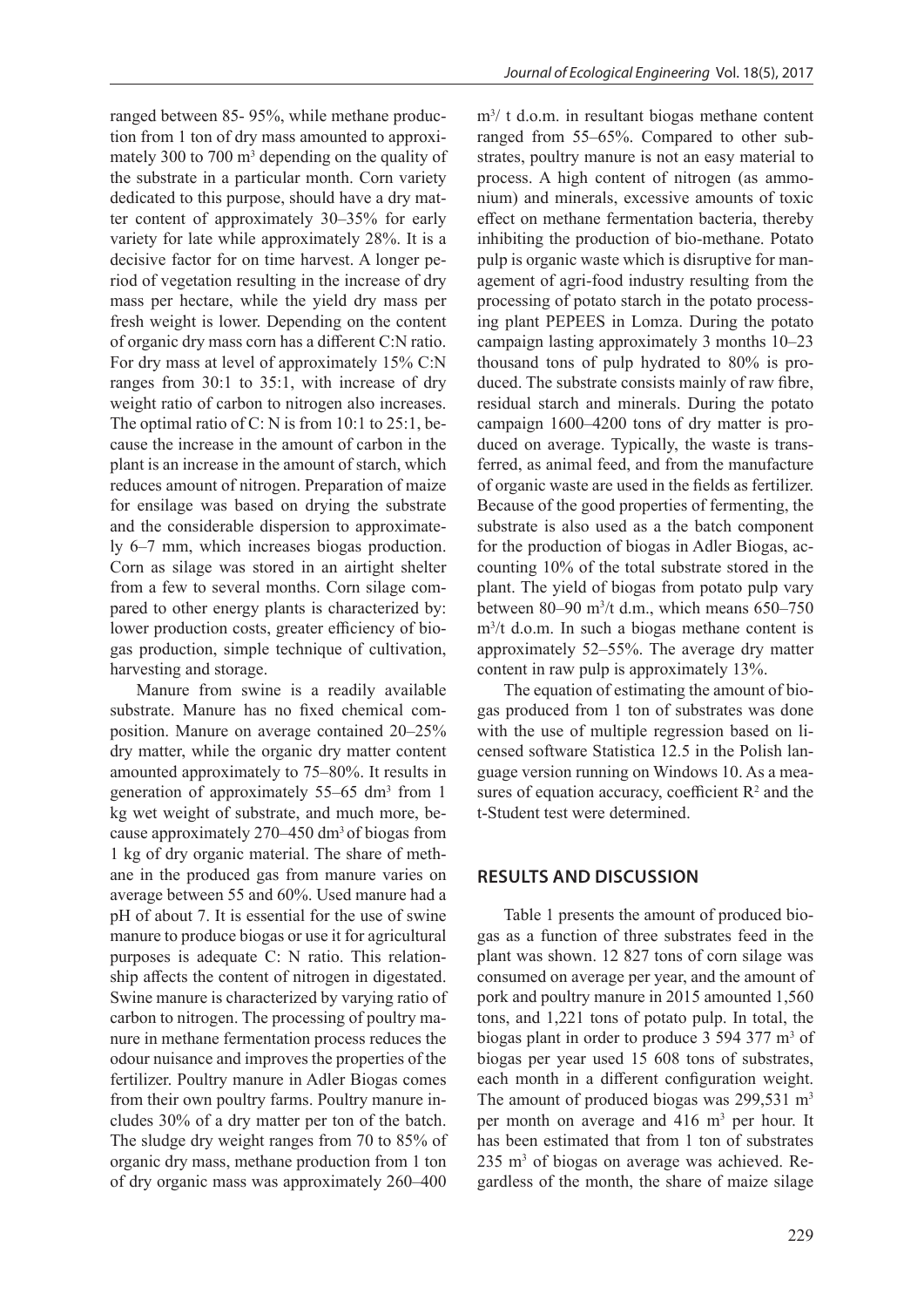ranged between 85- 95%, while methane production from 1 ton of dry mass amounted to approximately 300 to 700 $m^3$ depending on the quality of the substrate in a particular month. Corn variety dedicated to this purpose, should have a dry matter content of approximately 30–35% for early variety for late while approximately 28%. It is a decisive factor for on time harvest. A longer period of vegetation resulting in the increase of dry mass per hectare, while the yield dry mass per fresh weight is lower. Depending on the content of organic dry mass corn has a different C:N ratio. For dry mass at level of approximately 15% C:N ranges from 30:1 to 35:1, with increase of dry weight ratio of carbon to nitrogen also increases. The optimal ratio of C: N is from 10:1 to 25:1, because the increase in the amount of carbon in the plant is an increase in the amount of starch, which reduces amount of nitrogen. Preparation of maize for ensilage was based on drying the substrate and the considerable dispersion to approximately 6–7 mm, which increases biogas production. Corn as silage was stored in an airtight shelter from a few to several months. Corn silage compared to other energy plants is characterized by: lower production costs, greater efficiency of biogas production, simple technique of cultivation, harvesting and storage.

Manure from swine is a readily available substrate. Manure has no fixed chemical composition. Manure on average contained 20–25% dry matter, while the organic dry matter content amounted approximately to 75–80%. It results in generation of approximately 55–65 $dm^3$ from 1 kg wet weight of substrate, and much more, because approximately 270–450 $dm^3$ of biogas from 1 kg of dry organic material. The share of methane in the produced gas from manure varies on average between 55 and 60%. Used manure had a pH of about 7. It is essential for the use of swine manure to produce biogas or use it for agricultural purposes is adequate C: N ratio. This relationship affects the content of nitrogen in digestated. Swine manure is characterized by varying ratio of carbon to nitrogen. The processing of poultry manure in methane fermentation process reduces the odour nuisance and improves the properties of the fertilizer. Poultry manure in Adler Biogas comes from their own poultry farms. Poultry manure includes 30% of a dry matter per ton of the batch. The sludge dry weight ranges from 70 to 85% of organic dry mass, methane production from 1 ton of dry organic mass was approximately 260–400 $m^3$/ t d.o.m. in resultant biogas methane content ranged from 55–65%. Compared to other substrates, poultry manure is not an easy material to process. A high content of nitrogen (as ammonium) and minerals, excessive amounts of toxic effect on methane fermentation bacteria, thereby inhibiting the production of bio-methane. Potato pulp is organic waste which is disruptive for management of agri-food industry resulting from the processing of potato starch in the potato processing plant PEPEES in Lomza. During the potato campaign lasting approximately 3 months 10–23 thousand tons of pulp hydrated to 80% is produced. The substrate consists mainly of raw fibre, residual starch and minerals. During the potato campaign 1600–4200 tons of dry matter is produced on average. Typically, the waste is transferred, as animal feed, and from the manufacture of organic waste are used in the fields as fertilizer. Because of the good properties of fermenting, the substrate is also used as a the batch component for the production of biogas in Adler Biogas, accounting 10% of the total substrate stored in the plant. The yield of biogas from potato pulp vary between 80–90 $m^3$/t d.m., which means 650–750 $m^3$/t d.o.m. In such a biogas methane content is approximately 52–55%. The average dry matter content in raw pulp is approximately 13%.

The equation of estimating the amount of biogas produced from 1 ton of substrates was done with the use of multiple regression based on licensed software Statistica 12.5 in the Polish language version running on Windows 10. As a measures of equation accuracy, coefficient $R^2$ and the t-Student test were determined.

## RESULTS AND DISCUSSION

Table 1 presents the amount of produced biogas as a function of three substrates feed in the plant was shown. 12 827 tons of corn silage was consumed on average per year, and the amount of pork and poultry manure in 2015 amounted 1,560 tons, and 1,221 tons of potato pulp. In total, the biogas plant in order to produce 3 594 377 $m^3$ of biogas per year used 15 608 tons of substrates, each month in a different configuration weight. The amount of produced biogas was 299,531 $m^3$ per month on average and 416 $m^3$ per hour. It has been estimated that from 1 ton of substrates 235 $m^3$ of biogas on average was achieved. Regardless of the month, the share of maize silage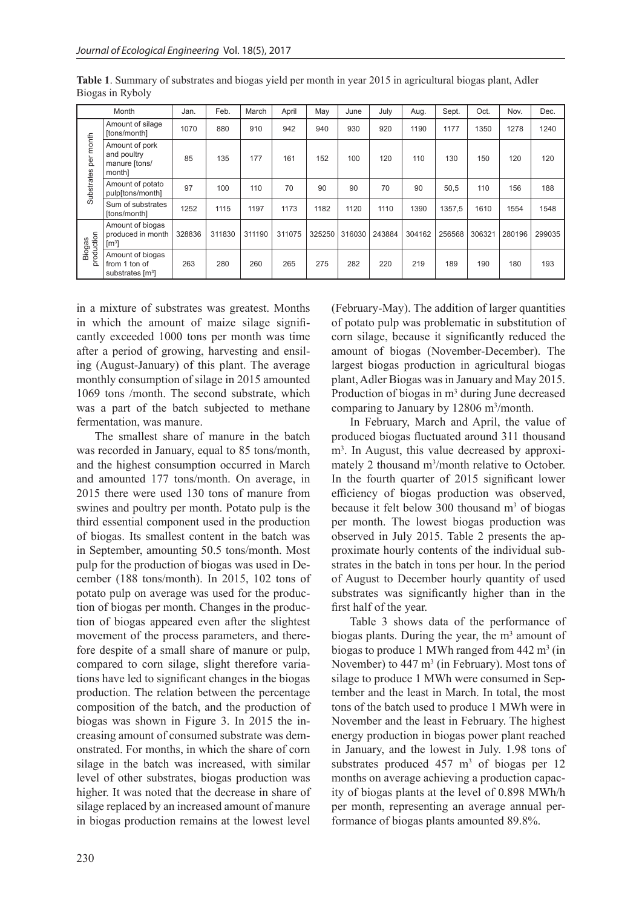**Table 1**. Summary of substrates and biogas yield per month in year 2015 in agricultural biogas plant, Adler Biogas in Ryboly

| | Month | Jan. | Feb. | March | April | May | June | July | Aug. | Sept. | Oct. | Nov. | Dec. |
|---|---|---|---|---|---|---|---|---|---|---|---|---|---|
| Substrates per month | Amount of silage [tons/month] | 1070 | 880 | 910 | 942 | 940 | 930 | 920 | 1190 | 1177 | 1350 | 1278 | 1240 |
| | Amount of pork and poultry manure [tons/ month] | 85 | 135 | 177 | 161 | 152 | 100 | 120 | 110 | 130 | 150 | 120 | 120 |
| | Amount of potato pulp[tons/month] | 97 | 100 | 110 | 70 | 90 | 90 | 70 | 90 | 50,5 | 110 | 156 | 188 |
| | Sum of substrates [tons/month] | 1252 | 1115 | 1197 | 1173 | 1182 | 1120 | 1110 | 1390 | 1357,5 | 1610 | 1554 | 1548 |
| Biogas production | Amount of biogas produced in month [$m^3$] | 328836 | 311830 | 311190 | 311075 | 325250 | 316030 | 243884 | 304162 | 256568 | 306321 | 280196 | 299035 |
| | Amount of biogas from 1 ton of substrates [$m^3$] | 263 | 280 | 260 | 265 | 275 | 282 | 220 | 219 | 189 | 190 | 180 | 193 |

in a mixture of substrates was greatest. Months in which the amount of maize silage significantly exceeded 1000 tons per month was time after a period of growing, harvesting and ensiling (August-January) of this plant. The average monthly consumption of silage in 2015 amounted 1069 tons /month. The second substrate, which was a part of the batch subjected to methane fermentation, was manure.

The smallest share of manure in the batch was recorded in January, equal to 85 tons/month, and the highest consumption occurred in March and amounted 177 tons/month. On average, in 2015 there were used 130 tons of manure from swines and poultry per month. Potato pulp is the third essential component used in the production of biogas. Its smallest content in the batch was in September, amounting 50.5 tons/month. Most pulp for the production of biogas was used in December (188 tons/month). In 2015, 102 tons of potato pulp on average was used for the production of biogas per month. Changes in the production of biogas appeared even after the slightest movement of the process parameters, and therefore despite of a small share of manure or pulp, compared to corn silage, slight therefore variations have led to significant changes in the biogas production. The relation between the percentage composition of the batch, and the production of biogas was shown in Figure 3. In 2015 the increasing amount of consumed substrate was demonstrated. For months, in which the share of corn silage in the batch was increased, with similar level of other substrates, biogas production was higher. It was noted that the decrease in share of silage replaced by an increased amount of manure in biogas production remains at the lowest level (February-May). The addition of larger quantities of potato pulp was problematic in substitution of corn silage, because it significantly reduced the amount of biogas (November-December). The largest biogas production in agricultural biogas plant, Adler Biogas was in January and May 2015. Production of biogas in $m^3$ during June decreased comparing to January by 12806 $m^3$/month.

In February, March and April, the value of produced biogas fluctuated around 311 thousand $m^3$. In August, this value decreased by approximately 2 thousand $m^3$/month relative to October. In the fourth quarter of 2015 significant lower efficiency of biogas production was observed, because it felt below 300 thousand $m^3$ of biogas per month. The lowest biogas production was observed in July 2015. Table 2 presents the approximate hourly contents of the individual substrates in the batch in tons per hour. In the period of August to December hourly quantity of used substrates was significantly higher than in the first half of the year.

Table 3 shows data of the performance of biogas plants. During the year, the $m^3$ amount of biogas to produce 1 MWh ranged from 442 $m^3$ (in November) to 447 $m^3$ (in February). Most tons of silage to produce 1 MWh were consumed in September and the least in March. In total, the most tons of the batch used to produce 1 MWh were in November and the least in February. The highest energy production in biogas power plant reached in January, and the lowest in July. 1.98 tons of substrates produced 457 $m^3$ of biogas per 12 months on average achieving a production capacity of biogas plants at the level of 0.898 MWh/h per month, representing an average annual performance of biogas plants amounted 89.8%.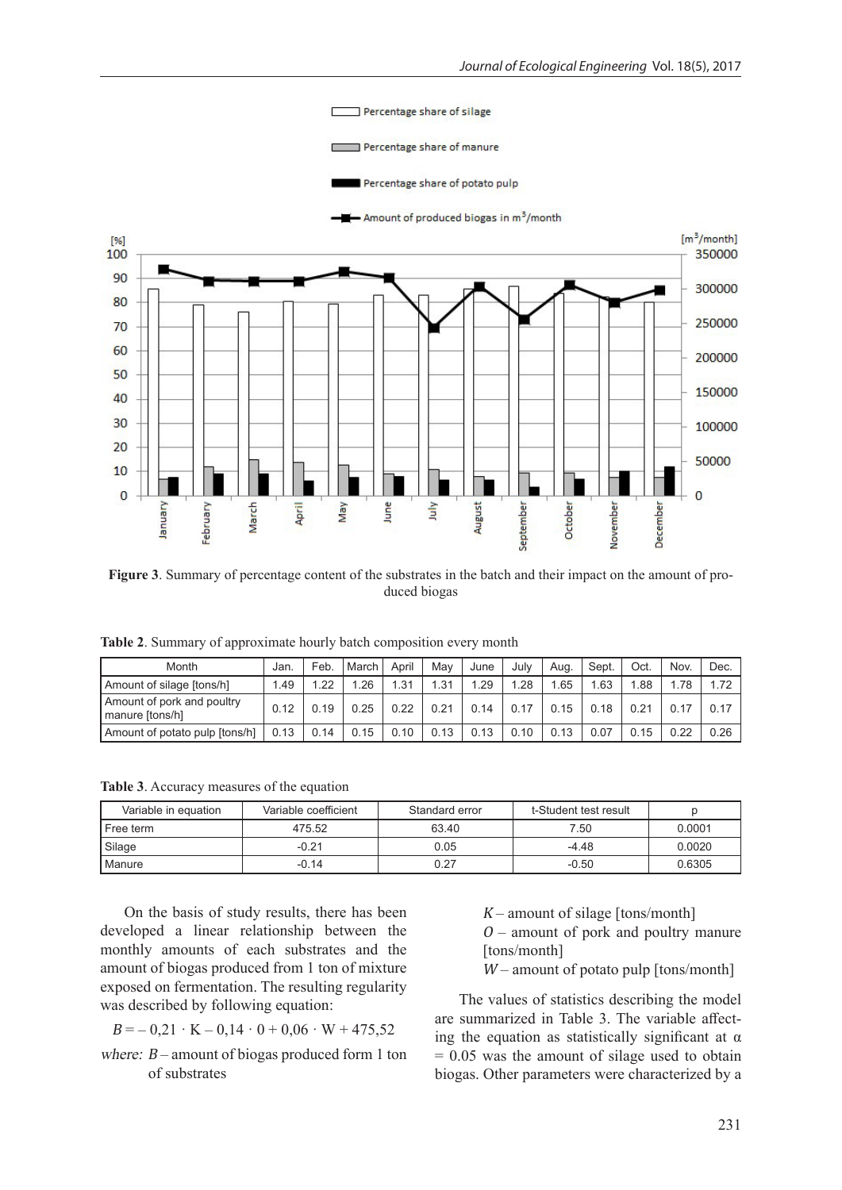Figure 3. Summary of percentage content of the substrates in the batch and their impact on the amount of produced biogas

**Table 2**. Summary of approximate hourly batch composition every month

| Month | Jan. | Feb. | March | April | May | June | July | Aug. | Sept. | Oct. | Nov. | Dec. |
|---|---|---|---|---|---|---|---|---|---|---|---|---|
| Amount of silage [tons/h] | 1.49 | 1.22 | 1.26 | 1.31 | 1.31 | 1.29 | 1.28 | 1.65 | 1.63 | 1.88 | 1.78 | 1.72 |
| Amount of pork and poultry manure [tons/h] | 0.12 | 0.19 | 0.25 | 0.22 | 0.21 | 0.14 | 0.17 | 0.15 | 0.18 | 0.21 | 0.17 | 0.17 |
| Amount of potato pulp [tons/h] | 0.13 | 0.14 | 0.15 | 0.10 | 0.13 | 0.13 | 0.10 | 0.13 | 0.07 | 0.15 | 0.22 | 0.26 |

**Table 3**. Accuracy measures of the equation

| Variable in equation | Variable coefficient | Standard error | t-Student test result | p |
|---|---|---|---|---|
| Free term | 475.52 | 63.40 | 7.50 | 0.0001 |
| Silage | -0.21 | 0.05 | -4.48 | 0.0020 |
| Manure | -0.14 | 0.27 | -0.50 | 0.6305 |

On the basis of study results, there has been developed a linear relationship between the monthly amounts of each substrates and the amount of biogas produced from 1 ton of mixture exposed on fermentation. The resulting regularity was described by following equation:

$$B = -0{,}21 \cdot K - 0{,}14 \cdot 0 + 0{,}06 \cdot W + 475{,}52$$

where: $B$ – amount of biogas produced form 1 ton of substrates
$K$ – amount of silage [tons/month]
$O$ – amount of pork and poultry manure [tons/month]
$W$ – amount of potato pulp [tons/month]

The values of statistics describing the model are summarized in Table 3. The variable affecting the equation as statistically significant at $\alpha = 0.05$ was the amount of silage used to obtain biogas. Other parameters were characterized by a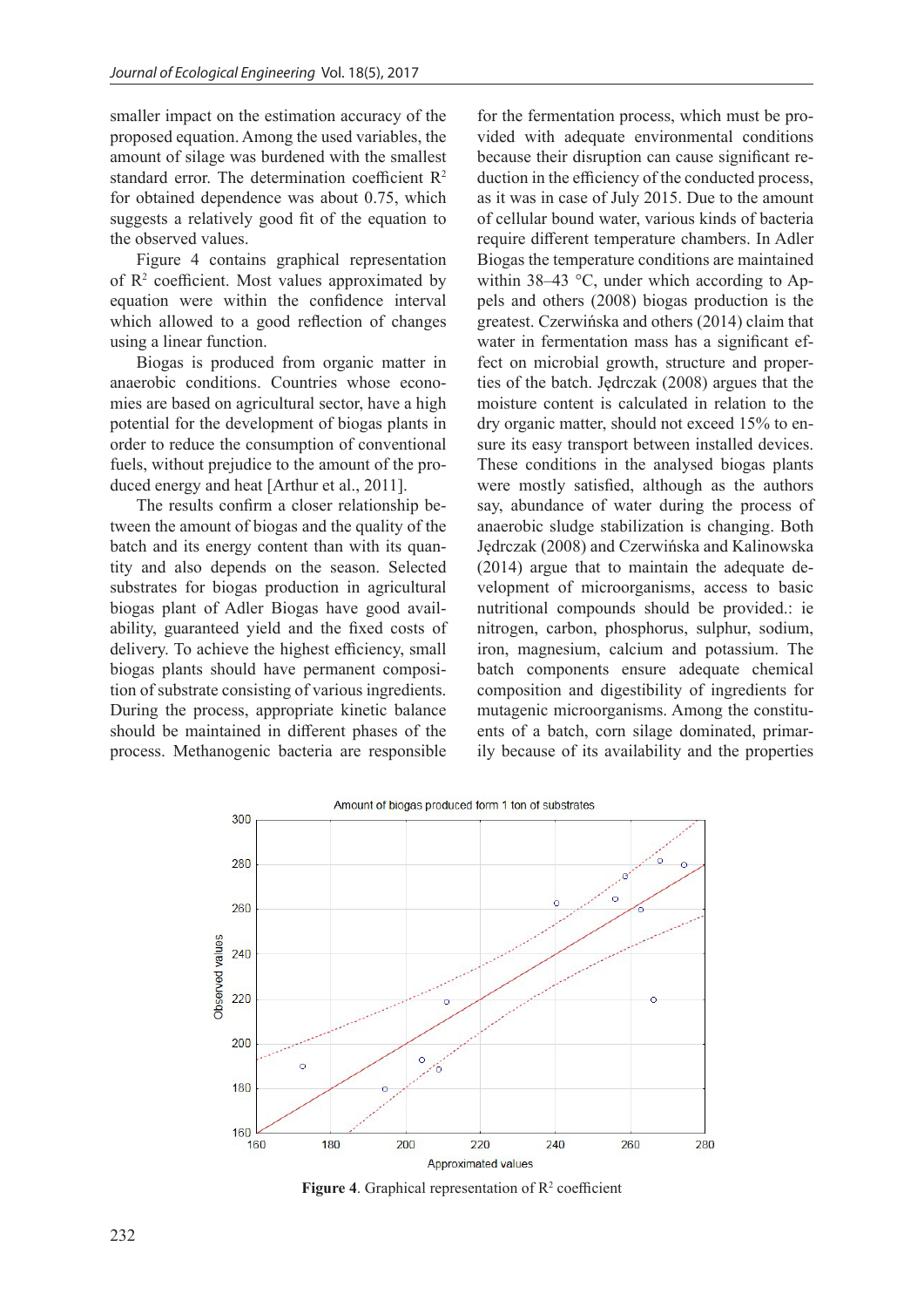smaller impact on the estimation accuracy of the proposed equation. Among the used variables, the amount of silage was burdened with the smallest standard error. The determination coefficient $R^2$ for obtained dependence was about 0.75, which suggests a relatively good fit of the equation to the observed values.

Figure 4 contains graphical representation of $R^2$ coefficient. Most values approximated by equation were within the confidence interval which allowed to a good reflection of changes using a linear function.

Biogas is produced from organic matter in anaerobic conditions. Countries whose economies are based on agricultural sector, have a high potential for the development of biogas plants in order to reduce the consumption of conventional fuels, without prejudice to the amount of the produced energy and heat [Arthur et al., 2011].

The results confirm a closer relationship between the amount of biogas and the quality of the batch and its energy content than with its quantity and also depends on the season. Selected substrates for biogas production in agricultural biogas plant of Adler Biogas have good availability, guaranteed yield and the fixed costs of delivery. To achieve the highest efficiency, small biogas plants should have permanent composition of substrate consisting of various ingredients. During the process, appropriate kinetic balance should be maintained in different phases of the process. Methanogenic bacteria are responsible for the fermentation process, which must be provided with adequate environmental conditions because their disruption can cause significant reduction in the efficiency of the conducted process, as it was in case of July 2015. Due to the amount of cellular bound water, various kinds of bacteria require different temperature chambers. In Adler Biogas the temperature conditions are maintained within 38–43 °C, under which according to Appels and others (2008) biogas production is the greatest. Czerwińska and others (2014) claim that water in fermentation mass has a significant effect on microbial growth, structure and properties of the batch. Jędrczak (2008) argues that the moisture content is calculated in relation to the dry organic matter, should not exceed 15% to ensure its easy transport between installed devices. These conditions in the analysed biogas plants were mostly satisfied, although as the authors say, abundance of water during the process of anaerobic sludge stabilization is changing. Both Jędrczak (2008) and Czerwińska and Kalinowska (2014) argue that to maintain the adequate development of microorganisms, access to basic nutritional compounds should be provided.: ie nitrogen, carbon, phosphorus, sulphur, sodium, iron, magnesium, calcium and potassium. The batch components ensure adequate chemical composition and digestibility of ingredients for mutagenic microorganisms. Among the constituents of a batch, corn silage dominated, primarily because of its availability and the properties

**Figure 4**. Graphical representation of $R^2$ coefficient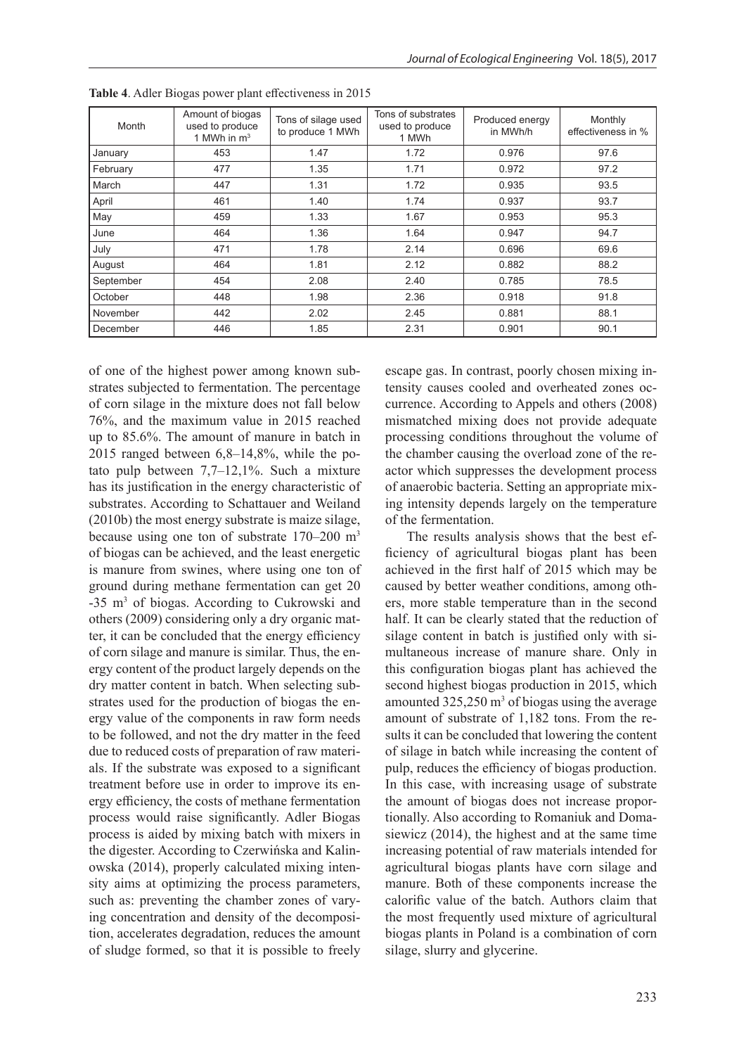**Table 4**. Adler Biogas power plant effectiveness in 2015

| Month | Amount of biogas used to produce 1 MWh in $m^3$ | Tons of silage used to produce 1 MWh | Tons of substrates used to produce 1 MWh | Produced energy in MWh/h | Monthly effectiveness in % |
|---|---|---|---|---|---|
| January | 453 | 1.47 | 1.72 | 0.976 | 97.6 |
| February | 477 | 1.35 | 1.71 | 0.972 | 97.2 |
| March | 447 | 1.31 | 1.72 | 0.935 | 93.5 |
| April | 461 | 1.40 | 1.74 | 0.937 | 93.7 |
| May | 459 | 1.33 | 1.67 | 0.953 | 95.3 |
| June | 464 | 1.36 | 1.64 | 0.947 | 94.7 |
| July | 471 | 1.78 | 2.14 | 0.696 | 69.6 |
| August | 464 | 1.81 | 2.12 | 0.882 | 88.2 |
| September | 454 | 2.08 | 2.40 | 0.785 | 78.5 |
| October | 448 | 1.98 | 2.36 | 0.918 | 91.8 |
| November | 442 | 2.02 | 2.45 | 0.881 | 88.1 |
| December | 446 | 1.85 | 2.31 | 0.901 | 90.1 |

of one of the highest power among known substrates subjected to fermentation. The percentage of corn silage in the mixture does not fall below 76%, and the maximum value in 2015 reached up to 85.6%. The amount of manure in batch in 2015 ranged between 6,8–14,8%, while the potato pulp between 7,7–12,1%. Such a mixture has its justification in the energy characteristic of substrates. According to Schattauer and Weiland (2010b) the most energy substrate is maize silage, because using one ton of substrate 170–200 $m^3$ of biogas can be achieved, and the least energetic is manure from swines, where using one ton of ground during methane fermentation can get 20 -35 $m^3$ of biogas. According to Cukrowski and others (2009) considering only a dry organic matter, it can be concluded that the energy efficiency of corn silage and manure is similar. Thus, the energy content of the product largely depends on the dry matter content in batch. When selecting substrates used for the production of biogas the energy value of the components in raw form needs to be followed, and not the dry matter in the feed due to reduced costs of preparation of raw materials. If the substrate was exposed to a significant treatment before use in order to improve its energy efficiency, the costs of methane fermentation process would raise significantly. Adler Biogas process is aided by mixing batch with mixers in the digester. According to Czerwińska and Kalinowska (2014), properly calculated mixing intensity aims at optimizing the process parameters, such as: preventing the chamber zones of varying concentration and density of the decomposition, accelerates degradation, reduces the amount of sludge formed, so that it is possible to freely escape gas. In contrast, poorly chosen mixing intensity causes cooled and overheated zones occurrence. According to Appels and others (2008) mismatched mixing does not provide adequate processing conditions throughout the volume of the chamber causing the overload zone of the reactor which suppresses the development process of anaerobic bacteria. Setting an appropriate mixing intensity depends largely on the temperature of the fermentation.

The results analysis shows that the best efficiency of agricultural biogas plant has been achieved in the first half of 2015 which may be caused by better weather conditions, among others, more stable temperature than in the second half. It can be clearly stated that the reduction of silage content in batch is justified only with simultaneous increase of manure share. Only in this configuration biogas plant has achieved the second highest biogas production in 2015, which amounted 325,250 $m^3$ of biogas using the average amount of substrate of 1,182 tons. From the results it can be concluded that lowering the content of silage in batch while increasing the content of pulp, reduces the efficiency of biogas production. In this case, with increasing usage of substrate the amount of biogas does not increase proportionally. Also according to Romaniuk and Domasiewicz (2014), the highest and at the same time increasing potential of raw materials intended for agricultural biogas plants have corn silage and manure. Both of these components increase the calorific value of the batch. Authors claim that the most frequently used mixture of agricultural biogas plants in Poland is a combination of corn silage, slurry and glycerine.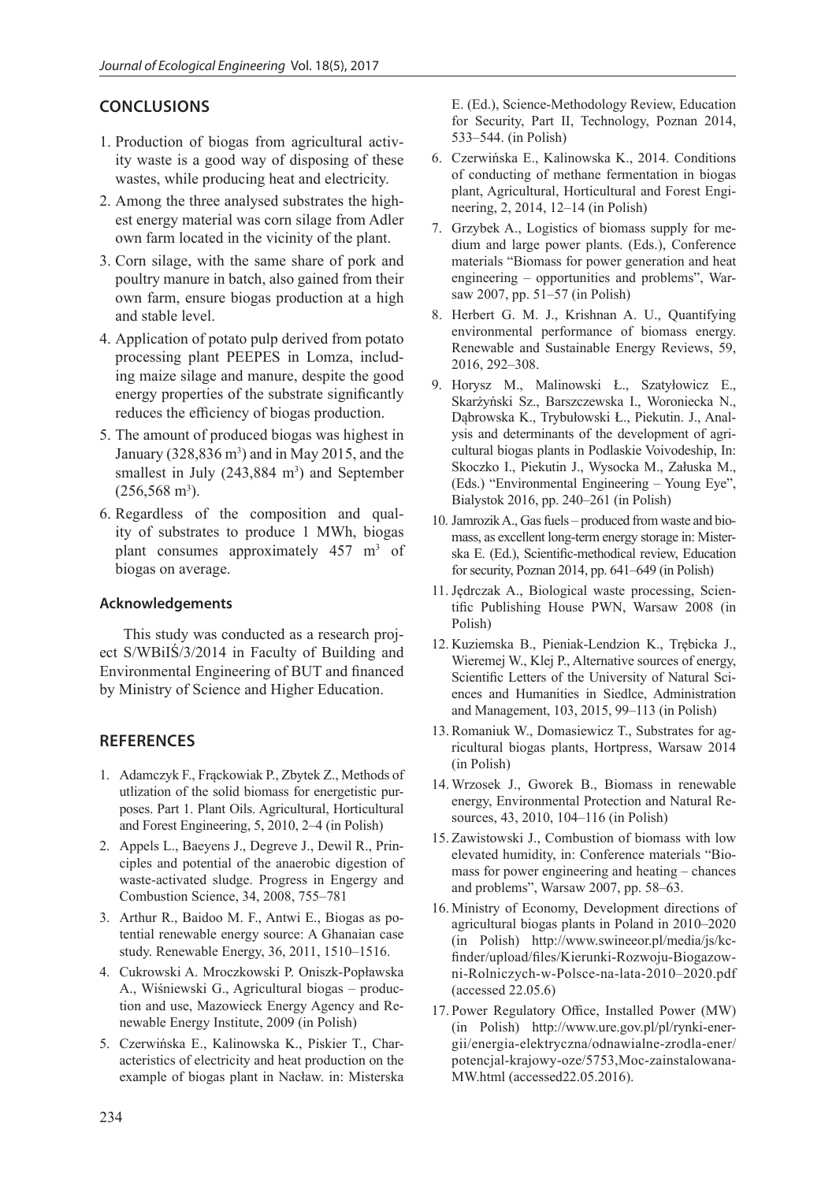## CONCLUSIONS

1. Production of biogas from agricultural activity waste is a good way of disposing of these wastes, while producing heat and electricity.
2. Among the three analysed substrates the highest energy material was corn silage from Adler own farm located in the vicinity of the plant.
3. Corn silage, with the same share of pork and poultry manure in batch, also gained from their own farm, ensure biogas production at a high and stable level.
4. Application of potato pulp derived from potato processing plant PEEPES in Lomza, including maize silage and manure, despite the good energy properties of the substrate significantly reduces the efficiency of biogas production.
5. The amount of produced biogas was highest in January (328,836 $m^3$) and in May 2015, and the smallest in July (243,884 $m^3$) and September (256,568 $m^3$).
6. Regardless of the composition and quality of substrates to produce 1 MWh, biogas plant consumes approximately 457 $m^3$ of biogas on average.

### Acknowledgements

This study was conducted as a research project S/WBiIŚ/3/2014 in Faculty of Building and Environmental Engineering of BUT and financed by Ministry of Science and Higher Education.

## REFERENCES

1. Adamczyk F., Frąckowiak P., Zbytek Z., Methods of utlization of the solid biomass for energetistic purposes. Part 1. Plant Oils. Agricultural, Horticultural and Forest Engineering, 5, 2010, 2–4 (in Polish)
2. Appels L., Baeyens J., Degreve J., Dewil R., Principles and potential of the anaerobic digestion of waste-activated sludge. Progress in Engergy and Combustion Science, 34, 2008, 755–781
3. Arthur R., Baidoo M. F., Antwi E., Biogas as potential renewable energy source: A Ghanaian case study. Renewable Energy, 36, 2011, 1510–1516.
4. Cukrowski A. Mroczkowski P. Oniszk-Popławska A., Wiśniewski G., Agricultural biogas – production and use, Mazowieck Energy Agency and Renewable Energy Institute, 2009 (in Polish)
5. Czerwińska E., Kalinowska K., Piskier T., Characteristics of electricity and heat production on the example of biogas plant in Nacław. in: Misterska E. (Ed.), Science-Methodology Review, Education for Security, Part II, Technology, Poznan 2014, 533–544. (in Polish)
6. Czerwińska E., Kalinowska K., 2014. Conditions of conducting of methane fermentation in biogas plant, Agricultural, Horticultural and Forest Engineering, 2, 2014, 12–14 (in Polish)
7. Grzybek A., Logistics of biomass supply for medium and large power plants. (Eds.), Conference materials "Biomass for power generation and heat engineering – opportunities and problems", Warsaw 2007, pp. 51–57 (in Polish)
8. Herbert G. M. J., Krishnan A. U., Quantifying environmental performance of biomass energy. Renewable and Sustainable Energy Reviews, 59, 2016, 292–308.
9. Horysz M., Malinowski Ł., Szatyłowicz E., Skarżyński Sz., Barszczewska I., Woroniecka N., Dąbrowska K., Trybułowski Ł., Piekutin. J., Analysis and determinants of the development of agricultural biogas plants in Podlaskie Voivodeship, In: Skoczko I., Piekutin J., Wysocka M., Załuska M., (Eds.) "Environmental Engineering – Young Eye", Bialystok 2016, pp. 240–261 (in Polish)
10. Jamrozik A., Gas fuels – produced from waste and biomass, as excellent long-term energy storage in: Misterska E. (Ed.), Scientific-methodical review, Education for security, Poznan 2014, pp. 641–649 (in Polish)
11. Jędrczak A., Biological waste processing, Scientific Publishing House PWN, Warsaw 2008 (in Polish)
12. Kuziemska B., Pieniak-Lendzion K., Trębicka J., Wieremej W., Klej P., Alternative sources of energy, Scientific Letters of the University of Natural Sciences and Humanities in Siedlce, Administration and Management, 103, 2015, 99–113 (in Polish)
13. Romaniuk W., Domasiewicz T., Substrates for agricultural biogas plants, Hortpress, Warsaw 2014 (in Polish)
14. Wrzosek J., Gworek B., Biomass in renewable energy, Environmental Protection and Natural Resources, 43, 2010, 104–116 (in Polish)
15. Zawistowski J., Combustion of biomass with low elevated humidity, in: Conference materials "Biomass for power engineering and heating – chances and problems", Warsaw 2007, pp. 58–63.
16. Ministry of Economy, Development directions of agricultural biogas plants in Poland in 2010–2020 (in Polish) http://www.swineeor.pl/media/js/kcfinder/upload/files/Kierunki-Rozwoju-Biogazowni-Rolniczych-w-Polsce-na-lata-2010–2020.pdf (accessed 22.05.6)
17. Power Regulatory Office, Installed Power (MW) (in Polish) http://www.ure.gov.pl/pl/rynki-energii/energia-elektryczna/odnawialne-zrodla-ener/potencjal-krajowy-oze/5753,Moc-zainstalowana-MW.html (accessed22.05.2016).